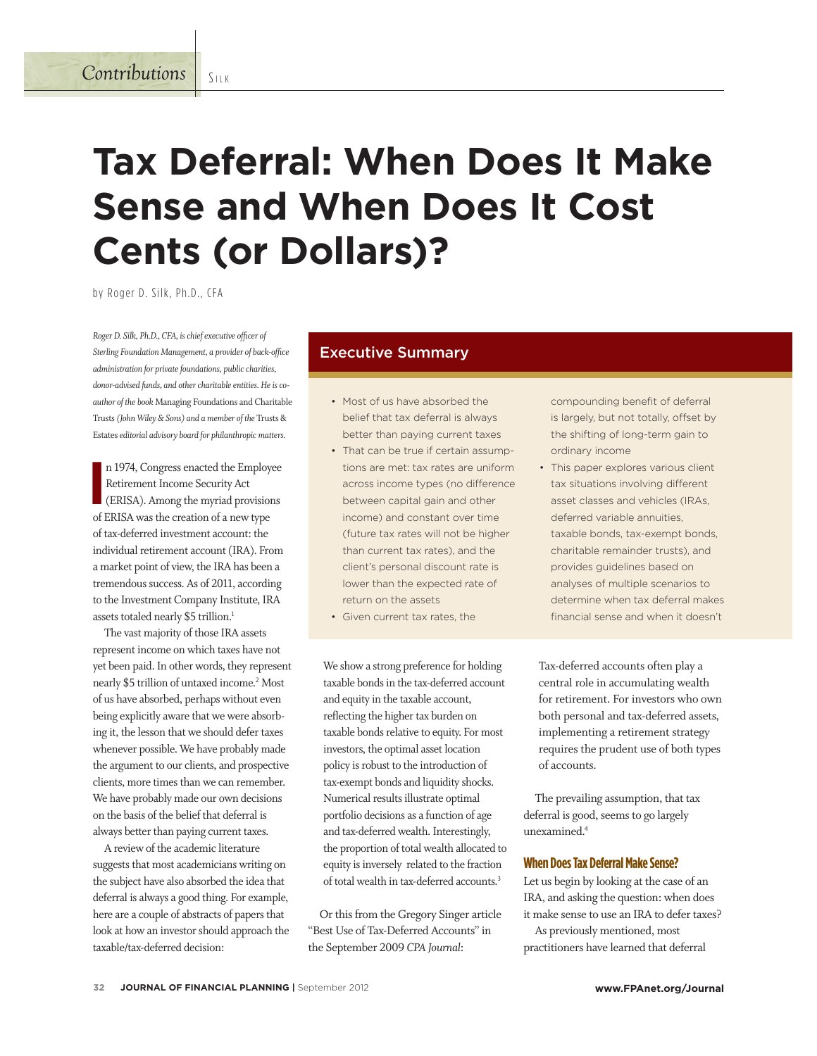# Tax Deferral: When Does It Make Sense and When Does It Cost Cents (or Dollars)?

by Roger D. Silk, Ph.D., CFA

*Roger D. Silk, Ph.D., CFA, is chief executive officer of Sterling Foundation Management, a provider of back-office administration for private foundations, public charities, donor-advised funds, and other charitable entities. He is co-author of the book* Managing Foundations and Charitable Trusts *(John Wiley & Sons) and a member of the* Trusts & Estates *editorial advisory board for philanthropic matters.*

## Executive Summary

- Most of us have absorbed the belief that tax deferral is always better than paying current taxes
- That can be true if certain assumptions are met: tax rates are uniform across income types (no difference between capital gain and other income) and constant over time (future tax rates will not be higher than current tax rates), and the client's personal discount rate is lower than the expected rate of return on the assets
- Given current tax rates, the compounding benefit of deferral is largely, but not totally, offset by the shifting of long-term gain to ordinary income
- This paper explores various client tax situations involving different asset classes and vehicles (IRAs, deferred variable annuities, taxable bonds, tax-exempt bonds, charitable remainder trusts), and provides guidelines based on analyses of multiple scenarios to determine when tax deferral makes financial sense and when it doesn't

In 1974, Congress enacted the Employee Retirement Income Security Act (ERISA). Among the myriad provisions of ERISA was the creation of a new type of tax-deferred investment account: the individual retirement account (IRA). From a market point of view, the IRA has been a tremendous success. As of 2011, according to the Investment Company Institute, IRA assets totaled nearly $5 trillion.[1]

The vast majority of those IRA assets represent income on which taxes have not yet been paid. In other words, they represent nearly $5 trillion of untaxed income.[2] Most of us have absorbed, perhaps without even being explicitly aware that we were absorbing it, the lesson that we should defer taxes whenever possible. We have probably made the argument to our clients, and prospective clients, more times than we can remember. We have probably made our own decisions on the basis of the belief that deferral is always better than paying current taxes.

A review of the academic literature suggests that most academicians writing on the subject have also absorbed the idea that deferral is always a good thing. For example, here are a couple of abstracts of papers that look at how an investor should approach the taxable/tax-deferred decision:

> We show a strong preference for holding taxable bonds in the tax-deferred account and equity in the taxable account, reflecting the higher tax burden on taxable bonds relative to equity. For most investors, the optimal asset location policy is robust to the introduction of tax-exempt bonds and liquidity shocks. Numerical results illustrate optimal portfolio decisions as a function of age and tax-deferred wealth. Interestingly, the proportion of total wealth allocated to equity is inversely related to the fraction of total wealth in tax-deferred accounts.[3]

Or this from the Gregory Singer article "Best Use of Tax-Deferred Accounts" in the September 2009 *CPA Journal*:

> Tax-deferred accounts often play a central role in accumulating wealth for retirement. For investors who own both personal and tax-deferred assets, implementing a retirement strategy requires the prudent use of both types of accounts.

The prevailing assumption, that tax deferral is good, seems to go largely unexamined.[4]

### When Does Tax Deferral Make Sense?

Let us begin by looking at the case of an IRA, and asking the question: when does it make sense to use an IRA to defer taxes?

As previously mentioned, most practitioners have learned that deferral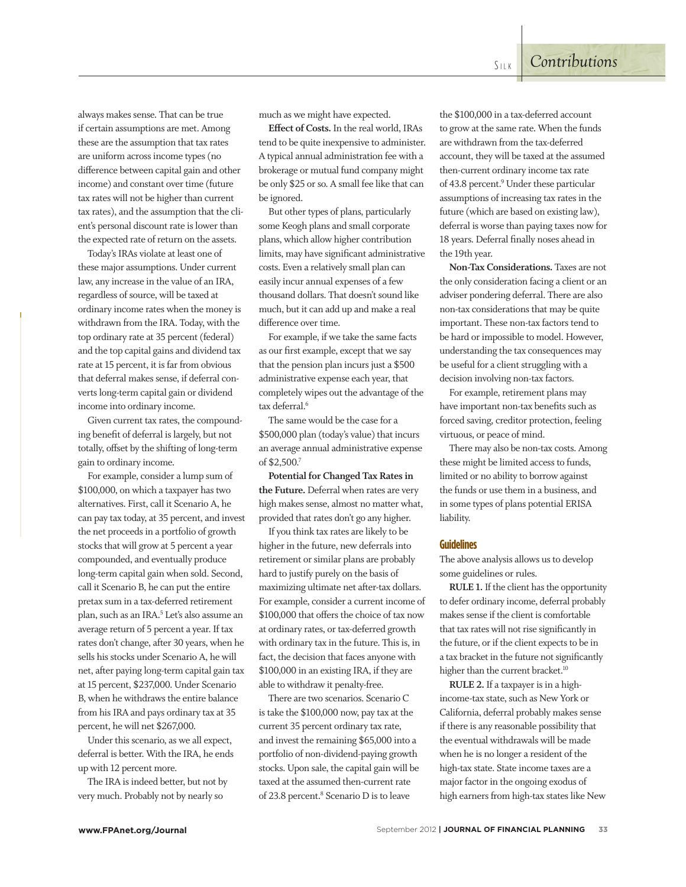always makes sense. That can be true if certain assumptions are met. Among these are the assumption that tax rates are uniform across income types (no difference between capital gain and other income) and constant over time (future tax rates will not be higher than current tax rates), and the assumption that the client's personal discount rate is lower than the expected rate of return on the assets.

Today's IRAs violate at least one of these major assumptions. Under current law, any increase in the value of an IRA, regardless of source, will be taxed at ordinary income rates when the money is withdrawn from the IRA. Today, with the top ordinary rate at 35 percent (federal) and the top capital gains and dividend tax rate at 15 percent, it is far from obvious that deferral makes sense, if deferral converts long-term capital gain or dividend income into ordinary income.

Given current tax rates, the compounding benefit of deferral is largely, but not totally, offset by the shifting of long-term gain to ordinary income.

For example, consider a lump sum of $100,000, on which a taxpayer has two alternatives. First, call it Scenario A, he can pay tax today, at 35 percent, and invest the net proceeds in a portfolio of growth stocks that will grow at 5 percent a year compounded, and eventually produce long-term capital gain when sold. Second, call it Scenario B, he can put the entire pretax sum in a tax-deferred retirement plan, such as an IRA.[5] Let's also assume an average return of 5 percent a year. If tax rates don't change, after 30 years, when he sells his stocks under Scenario A, he will net, after paying long-term capital gain tax at 15 percent, $237,000. Under Scenario B, when he withdraws the entire balance from his IRA and pays ordinary tax at 35 percent, he will net $267,000.

Under this scenario, as we all expect, deferral is better. With the IRA, he ends up with 12 percent more.

The IRA is indeed better, but not by very much. Probably not by nearly so much as we might have expected.

**Effect of Costs.** In the real world, IRAs tend to be quite inexpensive to administer. A typical annual administration fee with a brokerage or mutual fund company might be only $25 or so. A small fee like that can be ignored.

But other types of plans, particularly some Keogh plans and small corporate plans, which allow higher contribution limits, may have significant administrative costs. Even a relatively small plan can easily incur annual expenses of a few thousand dollars. That doesn't sound like much, but it can add up and make a real difference over time.

For example, if we take the same facts as our first example, except that we say that the pension plan incurs just a $500 administrative expense each year, that completely wipes out the advantage of the tax deferral.[6]

The same would be the case for a $500,000 plan (today's value) that incurs an average annual administrative expense of $2,500.[7]

**Potential for Changed Tax Rates in the Future.** Deferral when rates are very high makes sense, almost no matter what, provided that rates don't go any higher.

If you think tax rates are likely to be higher in the future, new deferrals into retirement or similar plans are probably hard to justify purely on the basis of maximizing ultimate net after-tax dollars. For example, consider a current income of $100,000 that offers the choice of tax now at ordinary rates, or tax-deferred growth with ordinary tax in the future. This is, in fact, the decision that faces anyone with $100,000 in an existing IRA, if they are able to withdraw it penalty-free.

There are two scenarios. Scenario C is take the $100,000 now, pay tax at the current 35 percent ordinary tax rate, and invest the remaining $65,000 into a portfolio of non-dividend-paying growth stocks. Upon sale, the capital gain will be taxed at the assumed then-current rate of 23.8 percent.[8] Scenario D is to leave the $100,000 in a tax-deferred account to grow at the same rate. When the funds are withdrawn from the tax-deferred account, they will be taxed at the assumed then-current ordinary income tax rate of 43.8 percent.[9] Under these particular assumptions of increasing tax rates in the future (which are based on existing law), deferral is worse than paying taxes now for 18 years. Deferral finally noses ahead in the 19th year.

**Non-Tax Considerations.** Taxes are not the only consideration facing a client or an adviser pondering deferral. There are also non-tax considerations that may be quite important. These non-tax factors tend to be hard or impossible to model. However, understanding the tax consequences may be useful for a client struggling with a decision involving non-tax factors.

For example, retirement plans may have important non-tax benefits such as forced saving, creditor protection, feeling virtuous, or peace of mind.

There may also be non-tax costs. Among these might be limited access to funds, limited or no ability to borrow against the funds or use them in a business, and in some types of plans potential ERISA liability.

## Guidelines

The above analysis allows us to develop some guidelines or rules.

**RULE 1.** If the client has the opportunity to defer ordinary income, deferral probably makes sense if the client is comfortable that tax rates will not rise significantly in the future, or if the client expects to be in a tax bracket in the future not significantly higher than the current bracket.[10]

**RULE 2.** If a taxpayer is in a high-income-tax state, such as New York or California, deferral probably makes sense if there is any reasonable possibility that the eventual withdrawals will be made when he is no longer a resident of the high-tax state. State income taxes are a major factor in the ongoing exodus of high earners from high-tax states like New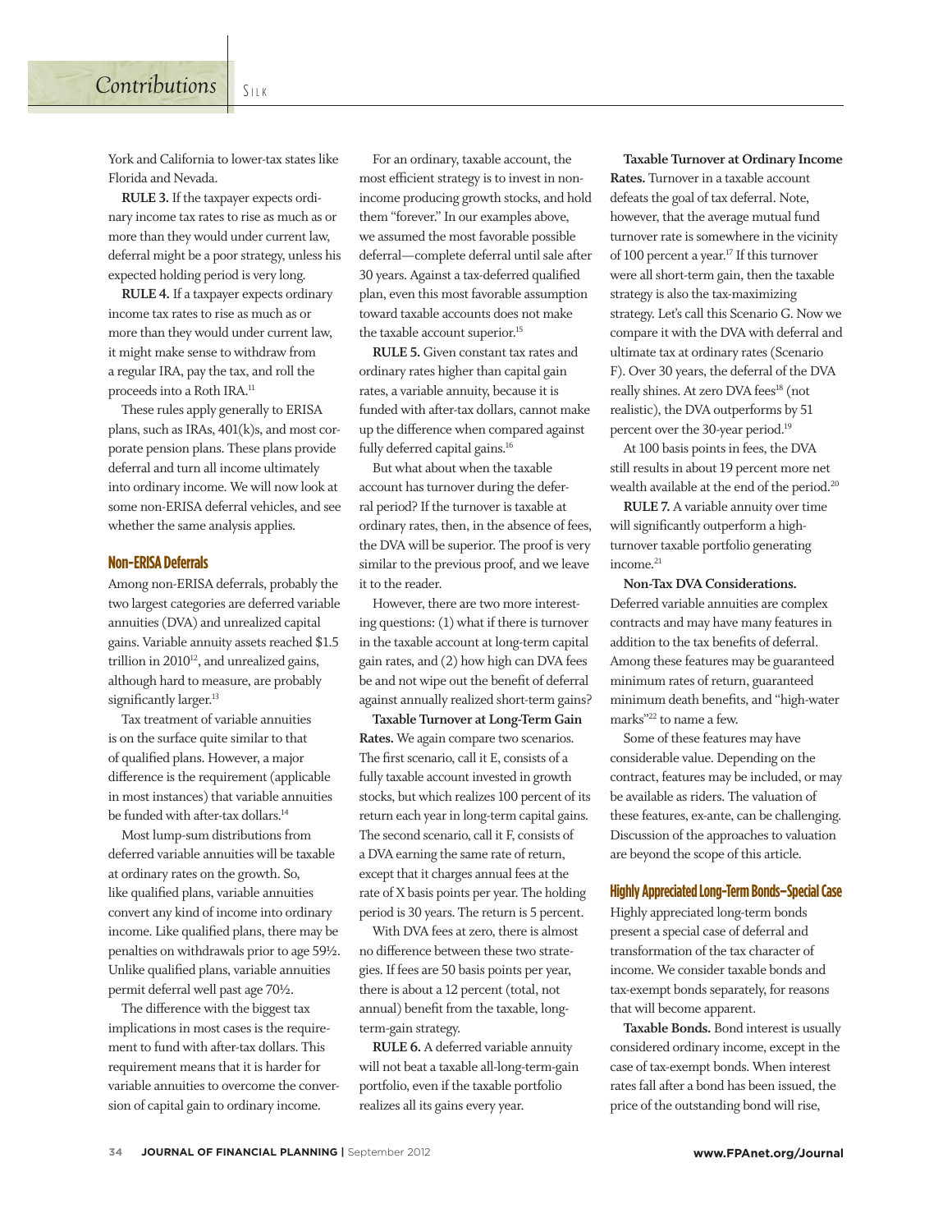York and California to lower-tax states like Florida and Nevada.

**RULE 3.** If the taxpayer expects ordinary income tax rates to rise as much as or more than they would under current law, deferral might be a poor strategy, unless his expected holding period is very long.

**RULE 4.** If a taxpayer expects ordinary income tax rates to rise as much as or more than they would under current law, it might make sense to withdraw from a regular IRA, pay the tax, and roll the proceeds into a Roth IRA.[11]

These rules apply generally to ERISA plans, such as IRAs, 401(k)s, and most corporate pension plans. These plans provide deferral and turn all income ultimately into ordinary income. We will now look at some non-ERISA deferral vehicles, and see whether the same analysis applies.

## Non-ERISA Deferrals

Among non-ERISA deferrals, probably the two largest categories are deferred variable annuities (DVA) and unrealized capital gains. Variable annuity assets reached $1.5 trillion in 2010[12], and unrealized gains, although hard to measure, are probably significantly larger.[13]

Tax treatment of variable annuities is on the surface quite similar to that of qualified plans. However, a major difference is the requirement (applicable in most instances) that variable annuities be funded with after-tax dollars.[14]

Most lump-sum distributions from deferred variable annuities will be taxable at ordinary rates on the growth. So, like qualified plans, variable annuities convert any kind of income into ordinary income. Like qualified plans, there may be penalties on withdrawals prior to age 59½. Unlike qualified plans, variable annuities permit deferral well past age 70½.

The difference with the biggest tax implications in most cases is the requirement to fund with after-tax dollars. This requirement means that it is harder for variable annuities to overcome the conversion of capital gain to ordinary income.

For an ordinary, taxable account, the most efficient strategy is to invest in non-income producing growth stocks, and hold them "forever." In our examples above, we assumed the most favorable possible deferral—complete deferral until sale after 30 years. Against a tax-deferred qualified plan, even this most favorable assumption toward taxable accounts does not make the taxable account superior.[15]

**RULE 5.** Given constant tax rates and ordinary rates higher than capital gain rates, a variable annuity, because it is funded with after-tax dollars, cannot make up the difference when compared against fully deferred capital gains.[16]

But what about when the taxable account has turnover during the deferral period? If the turnover is taxable at ordinary rates, then, in the absence of fees, the DVA will be superior. The proof is very similar to the previous proof, and we leave it to the reader.

However, there are two more interesting questions: (1) what if there is turnover in the taxable account at long-term capital gain rates, and (2) how high can DVA fees be and not wipe out the benefit of deferral against annually realized short-term gains?

**Taxable Turnover at Long-Term Gain Rates.** We again compare two scenarios. The first scenario, call it E, consists of a fully taxable account invested in growth stocks, but which realizes 100 percent of its return each year in long-term capital gains. The second scenario, call it F, consists of a DVA earning the same rate of return, except that it charges annual fees at the rate of X basis points per year. The holding period is 30 years. The return is 5 percent.

With DVA fees at zero, there is almost no difference between these two strategies. If fees are 50 basis points per year, there is about a 12 percent (total, not annual) benefit from the taxable, long-term-gain strategy.

**RULE 6.** A deferred variable annuity will not beat a taxable all-long-term-gain portfolio, even if the taxable portfolio realizes all its gains every year.

**Taxable Turnover at Ordinary Income Rates.** Turnover in a taxable account defeats the goal of tax deferral. Note, however, that the average mutual fund turnover rate is somewhere in the vicinity of 100 percent a year.[17] If this turnover were all short-term gain, then the taxable strategy is also the tax-maximizing strategy. Let's call this Scenario G. Now we compare it with the DVA with deferral and ultimate tax at ordinary rates (Scenario F). Over 30 years, the deferral of the DVA really shines. At zero DVA fees[18] (not realistic), the DVA outperforms by 51 percent over the 30-year period.[19]

At 100 basis points in fees, the DVA still results in about 19 percent more net wealth available at the end of the period.[20]

**RULE 7.** A variable annuity over time will significantly outperform a high-turnover taxable portfolio generating income.[21]

**Non-Tax DVA Considerations.** Deferred variable annuities are complex contracts and may have many features in addition to the tax benefits of deferral. Among these features may be guaranteed minimum rates of return, guaranteed minimum death benefits, and "high-water marks"[22] to name a few.

Some of these features may have considerable value. Depending on the contract, features may be included, or may be available as riders. The valuation of these features, ex-ante, can be challenging. Discussion of the approaches to valuation are beyond the scope of this article.

## Highly Appreciated Long-Term Bonds—Special Case

Highly appreciated long-term bonds present a special case of deferral and transformation of the tax character of income. We consider taxable bonds and tax-exempt bonds separately, for reasons that will become apparent.

**Taxable Bonds.** Bond interest is usually considered ordinary income, except in the case of tax-exempt bonds. When interest rates fall after a bond has been issued, the price of the outstanding bond will rise,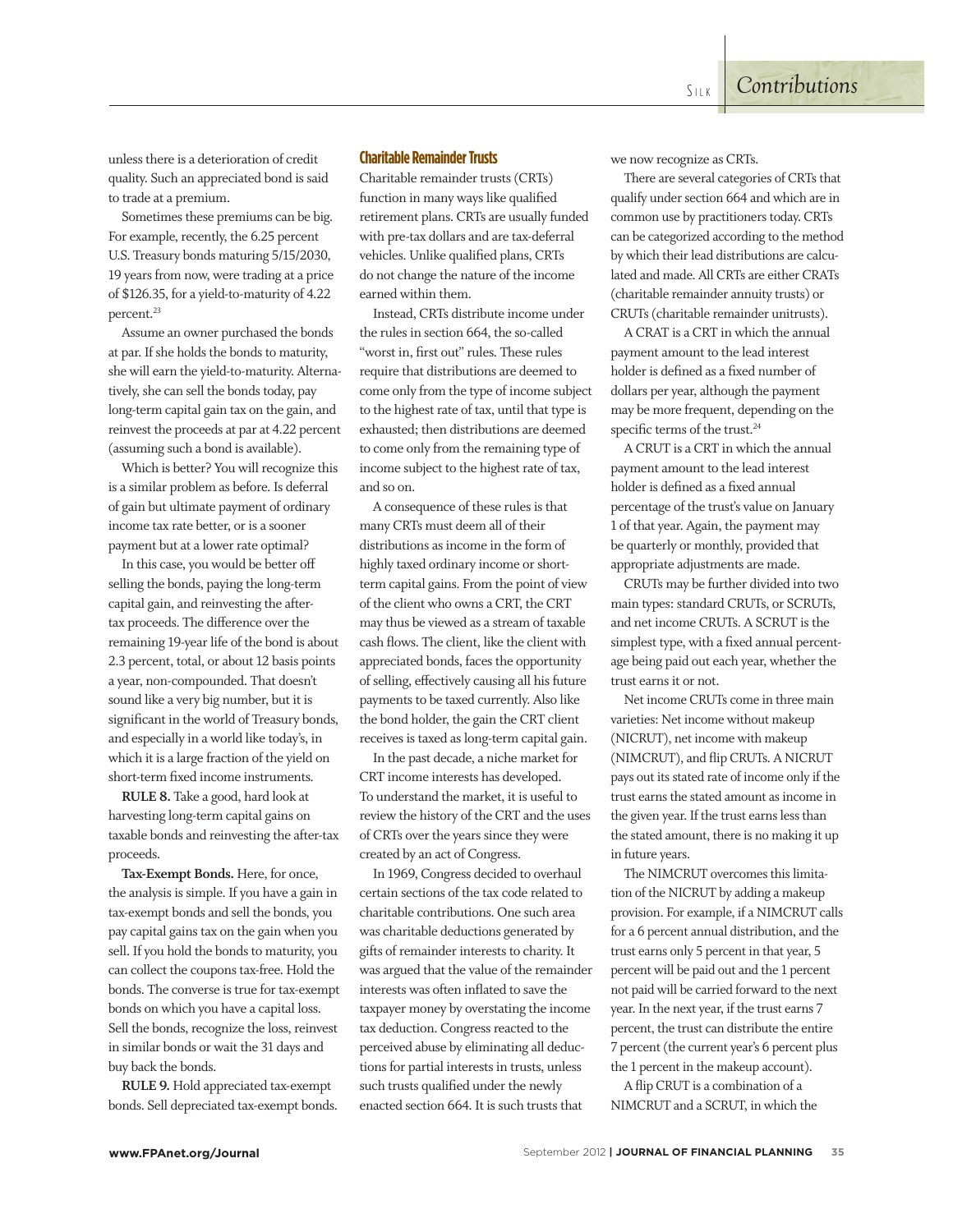unless there is a deterioration of credit quality. Such an appreciated bond is said to trade at a premium.

Sometimes these premiums can be big. For example, recently, the 6.25 percent U.S. Treasury bonds maturing 5/15/2030, 19 years from now, were trading at a price of $126.35, for a yield-to-maturity of 4.22 percent.[23]

Assume an owner purchased the bonds at par. If she holds the bonds to maturity, she will earn the yield-to-maturity. Alternatively, she can sell the bonds today, pay long-term capital gain tax on the gain, and reinvest the proceeds at par at 4.22 percent (assuming such a bond is available).

Which is better? You will recognize this is a similar problem as before. Is deferral of gain but ultimate payment of ordinary income tax rate better, or is a sooner payment but at a lower rate optimal?

In this case, you would be better off selling the bonds, paying the long-term capital gain, and reinvesting the after-tax proceeds. The difference over the remaining 19-year life of the bond is about 2.3 percent, total, or about 12 basis points a year, non-compounded. That doesn't sound like a very big number, but it is significant in the world of Treasury bonds, and especially in a world like today's, in which it is a large fraction of the yield on short-term fixed income instruments.

**RULE 8.** Take a good, hard look at harvesting long-term capital gains on taxable bonds and reinvesting the after-tax proceeds.

**Tax-Exempt Bonds.** Here, for once, the analysis is simple. If you have a gain in tax-exempt bonds and sell the bonds, you pay capital gains tax on the gain when you sell. If you hold the bonds to maturity, you can collect the coupons tax-free. Hold the bonds. The converse is true for tax-exempt bonds on which you have a capital loss. Sell the bonds, recognize the loss, reinvest in similar bonds or wait the 31 days and buy back the bonds.

**RULE 9.** Hold appreciated tax-exempt bonds. Sell depreciated tax-exempt bonds.

## Charitable Remainder Trusts

Charitable remainder trusts (CRTs) function in many ways like qualified retirement plans. CRTs are usually funded with pre-tax dollars and are tax-deferral vehicles. Unlike qualified plans, CRTs do not change the nature of the income earned within them.

Instead, CRTs distribute income under the rules in section 664, the so-called "worst in, first out" rules. These rules require that distributions are deemed to come only from the type of income subject to the highest rate of tax, until that type is exhausted; then distributions are deemed to come only from the remaining type of income subject to the highest rate of tax, and so on.

A consequence of these rules is that many CRTs must deem all of their distributions as income in the form of highly taxed ordinary income or short-term capital gains. From the point of view of the client who owns a CRT, the CRT may thus be viewed as a stream of taxable cash flows. The client, like the client with appreciated bonds, faces the opportunity of selling, effectively causing all his future payments to be taxed currently. Also like the bond holder, the gain the CRT client receives is taxed as long-term capital gain.

In the past decade, a niche market for CRT income interests has developed. To understand the market, it is useful to review the history of the CRT and the uses of CRTs over the years since they were created by an act of Congress.

In 1969, Congress decided to overhaul certain sections of the tax code related to charitable contributions. One such area was charitable deductions generated by gifts of remainder interests to charity. It was argued that the value of the remainder interests was often inflated to save the taxpayer money by overstating the income tax deduction. Congress reacted to the perceived abuse by eliminating all deductions for partial interests in trusts, unless such trusts qualified under the newly enacted section 664. It is such trusts that we now recognize as CRTs.

There are several categories of CRTs that qualify under section 664 and which are in common use by practitioners today. CRTs can be categorized according to the method by which their lead distributions are calculated and made. All CRTs are either CRATs (charitable remainder annuity trusts) or CRUTs (charitable remainder unitrusts).

A CRAT is a CRT in which the annual payment amount to the lead interest holder is defined as a fixed number of dollars per year, although the payment may be more frequent, depending on the specific terms of the trust.[24]

A CRUT is a CRT in which the annual payment amount to the lead interest holder is defined as a fixed annual percentage of the trust's value on January 1 of that year. Again, the payment may be quarterly or monthly, provided that appropriate adjustments are made.

CRUTs may be further divided into two main types: standard CRUTs, or SCRUTs, and net income CRUTs. A SCRUT is the simplest type, with a fixed annual percentage being paid out each year, whether the trust earns it or not.

Net income CRUTs come in three main varieties: Net income without makeup (NICRUT), net income with makeup (NIMCRUT), and flip CRUTs. A NICRUT pays out its stated rate of income only if the trust earns the stated amount as income in the given year. If the trust earns less than the stated amount, there is no making it up in future years.

The NIMCRUT overcomes this limitation of the NICRUT by adding a makeup provision. For example, if a NIMCRUT calls for a 6 percent annual distribution, and the trust earns only 5 percent in that year, 5 percent will be paid out and the 1 percent not paid will be carried forward to the next year. In the next year, if the trust earns 7 percent, the trust can distribute the entire 7 percent (the current year's 6 percent plus the 1 percent in the makeup account).

A flip CRUT is a combination of a NIMCRUT and a SCRUT, in which the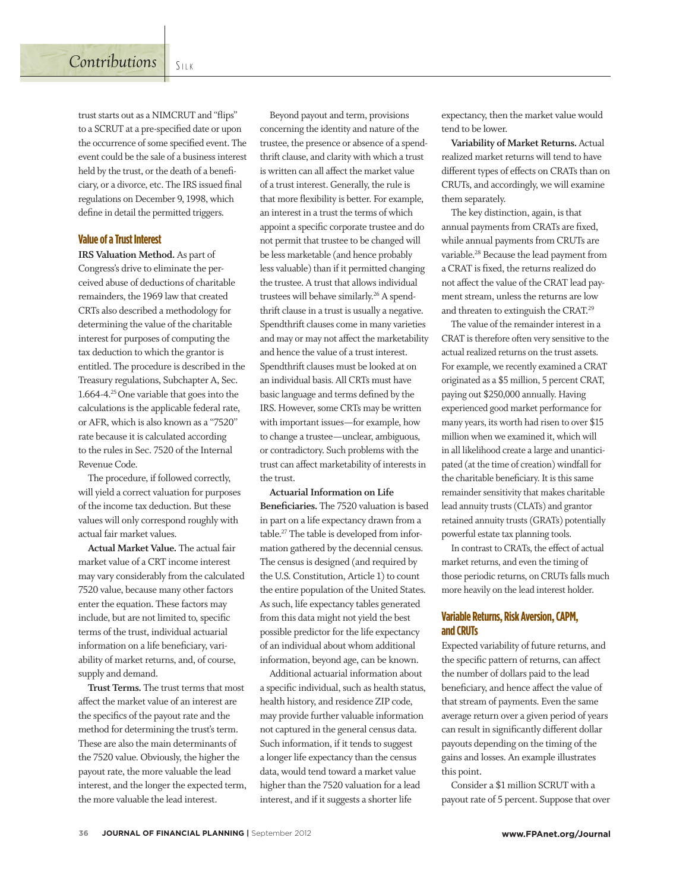trust starts out as a NIMCRUT and "flips" to a SCRUT at a pre-specified date or upon the occurrence of some specified event. The event could be the sale of a business interest held by the trust, or the death of a beneficiary, or a divorce, etc. The IRS issued final regulations on December 9, 1998, which define in detail the permitted triggers.

## Value of a Trust Interest

**IRS Valuation Method.** As part of Congress's drive to eliminate the perceived abuse of deductions of charitable remainders, the 1969 law that created CRTs also described a methodology for determining the value of the charitable interest for purposes of computing the tax deduction to which the grantor is entitled. The procedure is described in the Treasury regulations, Subchapter A, Sec. 1.664-4.[25] One variable that goes into the calculations is the applicable federal rate, or AFR, which is also known as a "7520" rate because it is calculated according to the rules in Sec. 7520 of the Internal Revenue Code.

The procedure, if followed correctly, will yield a correct valuation for purposes of the income tax deduction. But these values will only correspond roughly with actual fair market values.

**Actual Market Value.** The actual fair market value of a CRT income interest may vary considerably from the calculated 7520 value, because many other factors enter the equation. These factors may include, but are not limited to, specific terms of the trust, individual actuarial information on a life beneficiary, variability of market returns, and, of course, supply and demand.

**Trust Terms.** The trust terms that most affect the market value of an interest are the specifics of the payout rate and the method for determining the trust's term. These are also the main determinants of the 7520 value. Obviously, the higher the payout rate, the more valuable the lead interest, and the longer the expected term, the more valuable the lead interest.

Beyond payout and term, provisions concerning the identity and nature of the trustee, the presence or absence of a spendthrift clause, and clarity with which a trust is written can all affect the market value of a trust interest. Generally, the rule is that more flexibility is better. For example, an interest in a trust the terms of which appoint a specific corporate trustee and do not permit that trustee to be changed will be less marketable (and hence probably less valuable) than if it permitted changing the trustee. A trust that allows individual trustees will behave similarly.[26] A spendthrift clause in a trust is usually a negative. Spendthrift clauses come in many varieties and may or may not affect the marketability and hence the value of a trust interest. Spendthrift clauses must be looked at on an individual basis. All CRTs must have basic language and terms defined by the IRS. However, some CRTs may be written with important issues—for example, how to change a trustee—unclear, ambiguous, or contradictory. Such problems with the trust can affect marketability of interests in the trust.

**Actuarial Information on Life Beneficiaries.** The 7520 valuation is based in part on a life expectancy drawn from a table.[27] The table is developed from information gathered by the decennial census. The census is designed (and required by the U.S. Constitution, Article 1) to count the entire population of the United States. As such, life expectancy tables generated from this data might not yield the best possible predictor for the life expectancy of an individual about whom additional information, beyond age, can be known.

Additional actuarial information about a specific individual, such as health status, health history, and residence ZIP code, may provide further valuable information not captured in the general census data. Such information, if it tends to suggest a longer life expectancy than the census data, would tend toward a market value higher than the 7520 valuation for a lead interest, and if it suggests a shorter life expectancy, then the market value would tend to be lower.

**Variability of Market Returns.** Actual realized market returns will tend to have different types of effects on CRATs than on CRUTs, and accordingly, we will examine them separately.

The key distinction, again, is that annual payments from CRATs are fixed, while annual payments from CRUTs are variable.[28] Because the lead payment from a CRAT is fixed, the returns realized do not affect the value of the CRAT lead payment stream, unless the returns are low and threaten to extinguish the CRAT.[29]

The value of the remainder interest in a CRAT is therefore often very sensitive to the actual realized returns on the trust assets. For example, we recently examined a CRAT originated as a $5 million, 5 percent CRAT, paying out $250,000 annually. Having experienced good market performance for many years, its worth had risen to over $15 million when we examined it, which will in all likelihood create a large and unanticipated (at the time of creation) windfall for the charitable beneficiary. It is this same remainder sensitivity that makes charitable lead annuity trusts (CLATs) and grantor retained annuity trusts (GRATs) potentially powerful estate tax planning tools.

In contrast to CRATs, the effect of actual market returns, and even the timing of those periodic returns, on CRUTs falls much more heavily on the lead interest holder.

## Variable Returns, Risk Aversion, CAPM, and CRUTs

Expected variability of future returns, and the specific pattern of returns, can affect the number of dollars paid to the lead beneficiary, and hence affect the value of that stream of payments. Even the same average return over a given period of years can result in significantly different dollar payouts depending on the timing of the gains and losses. An example illustrates this point.

Consider a $1 million SCRUT with a payout rate of 5 percent. Suppose that over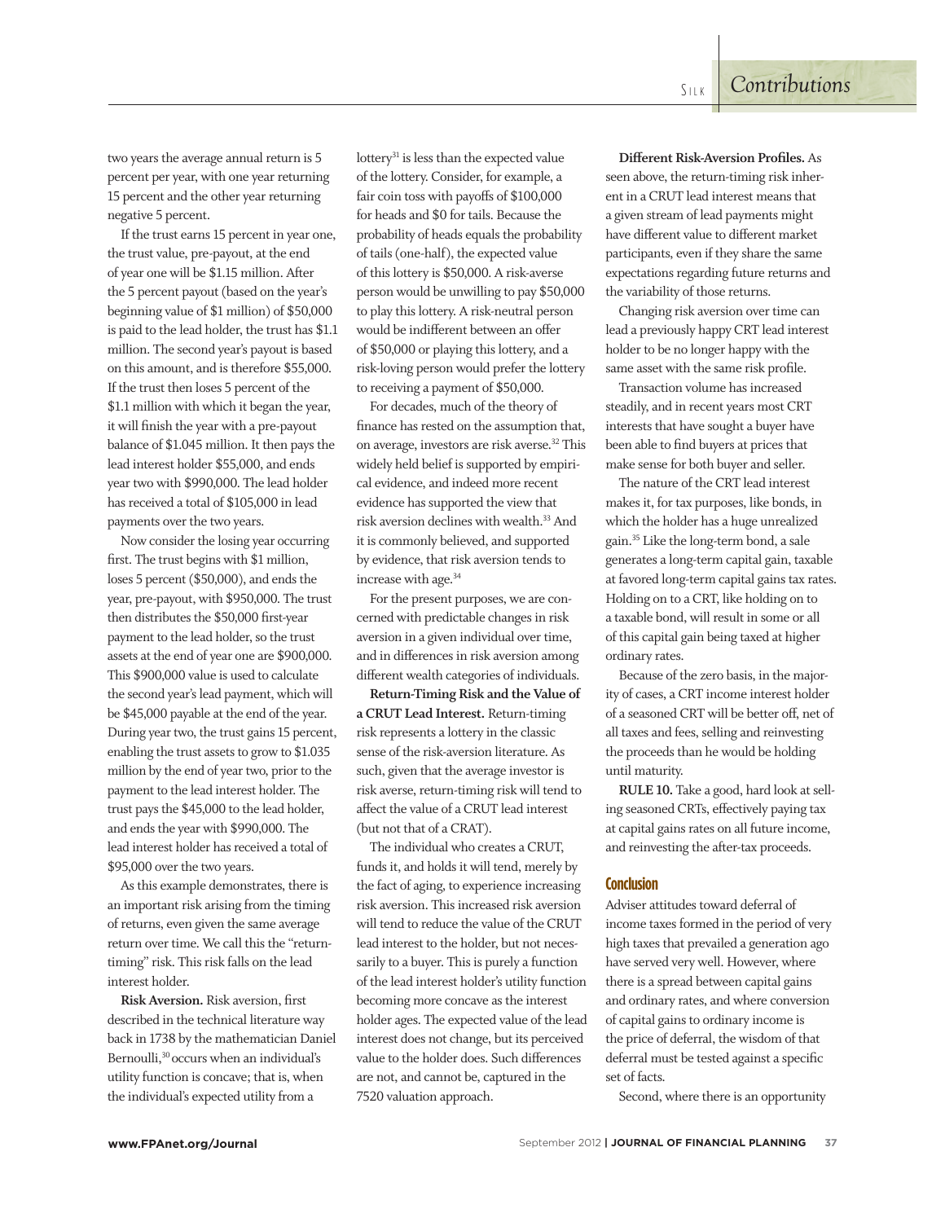two years the average annual return is 5 percent per year, with one year returning 15 percent and the other year returning negative 5 percent.

If the trust earns 15 percent in year one, the trust value, pre-payout, at the end of year one will be $1.15 million. After the 5 percent payout (based on the year's beginning value of $1 million) of $50,000 is paid to the lead holder, the trust has $1.1 million. The second year's payout is based on this amount, and is therefore $55,000. If the trust then loses 5 percent of the $1.1 million with which it began the year, it will finish the year with a pre-payout balance of $1.045 million. It then pays the lead interest holder $55,000, and ends year two with $990,000. The lead holder has received a total of $105,000 in lead payments over the two years.

Now consider the losing year occurring first. The trust begins with $1 million, loses 5 percent ($50,000), and ends the year, pre-payout, with $950,000. The trust then distributes the $50,000 first-year payment to the lead holder, so the trust assets at the end of year one are $900,000. This $900,000 value is used to calculate the second year's lead payment, which will be $45,000 payable at the end of the year. During year two, the trust gains 15 percent, enabling the trust assets to grow to $1.035 million by the end of year two, prior to the payment to the lead interest holder. The trust pays the $45,000 to the lead holder, and ends the year with $990,000. The lead interest holder has received a total of $95,000 over the two years.

As this example demonstrates, there is an important risk arising from the timing of returns, even given the same average return over time. We call this the "return-timing" risk. This risk falls on the lead interest holder.

**Risk Aversion.** Risk aversion, first described in the technical literature way back in 1738 by the mathematician Daniel Bernoulli,[30] occurs when an individual's utility function is concave; that is, when the individual's expected utility from a lottery[31] is less than the expected value of the lottery. Consider, for example, a fair coin toss with payoffs of $100,000 for heads and $0 for tails. Because the probability of heads equals the probability of tails (one-half), the expected value of this lottery is $50,000. A risk-averse person would be unwilling to pay $50,000 to play this lottery. A risk-neutral person would be indifferent between an offer of $50,000 or playing this lottery, and a risk-loving person would prefer the lottery to receiving a payment of $50,000.

For decades, much of the theory of finance has rested on the assumption that, on average, investors are risk averse.[32] This widely held belief is supported by empirical evidence, and indeed more recent evidence has supported the view that risk aversion declines with wealth.[33] And it is commonly believed, and supported by evidence, that risk aversion tends to increase with age.[34]

For the present purposes, we are concerned with predictable changes in risk aversion in a given individual over time, and in differences in risk aversion among different wealth categories of individuals.

**Return-Timing Risk and the Value of a CRUT Lead Interest.** Return-timing risk represents a lottery in the classic sense of the risk-aversion literature. As such, given that the average investor is risk averse, return-timing risk will tend to affect the value of a CRUT lead interest (but not that of a CRAT).

The individual who creates a CRUT, funds it, and holds it will tend, merely by the fact of aging, to experience increasing risk aversion. This increased risk aversion will tend to reduce the value of the CRUT lead interest to the holder, but not necessarily to a buyer. This is purely a function of the lead interest holder's utility function becoming more concave as the interest holder ages. The expected value of the lead interest does not change, but its perceived value to the holder does. Such differences are not, and cannot be, captured in the 7520 valuation approach.

**Different Risk-Aversion Profiles.** As seen above, the return-timing risk inherent in a CRUT lead interest means that a given stream of lead payments might have different value to different market participants, even if they share the same expectations regarding future returns and the variability of those returns.

Changing risk aversion over time can lead a previously happy CRT lead interest holder to be no longer happy with the same asset with the same risk profile.

Transaction volume has increased steadily, and in recent years most CRT interests that have sought a buyer have been able to find buyers at prices that make sense for both buyer and seller.

The nature of the CRT lead interest makes it, for tax purposes, like bonds, in which the holder has a huge unrealized gain.[35] Like the long-term bond, a sale generates a long-term capital gain, taxable at favored long-term capital gains tax rates. Holding on to a CRT, like holding on to a taxable bond, will result in some or all of this capital gain being taxed at higher ordinary rates.

Because of the zero basis, in the majority of cases, a CRT income interest holder of a seasoned CRT will be better off, net of all taxes and fees, selling and reinvesting the proceeds than he would be holding until maturity.

**RULE 10.** Take a good, hard look at selling seasoned CRTs, effectively paying tax at capital gains rates on all future income, and reinvesting the after-tax proceeds.

## Conclusion

Adviser attitudes toward deferral of income taxes formed in the period of very high taxes that prevailed a generation ago have served very well. However, where there is a spread between capital gains and ordinary rates, and where conversion of capital gains to ordinary income is the price of deferral, the wisdom of that deferral must be tested against a specific set of facts.

Second, where there is an opportunity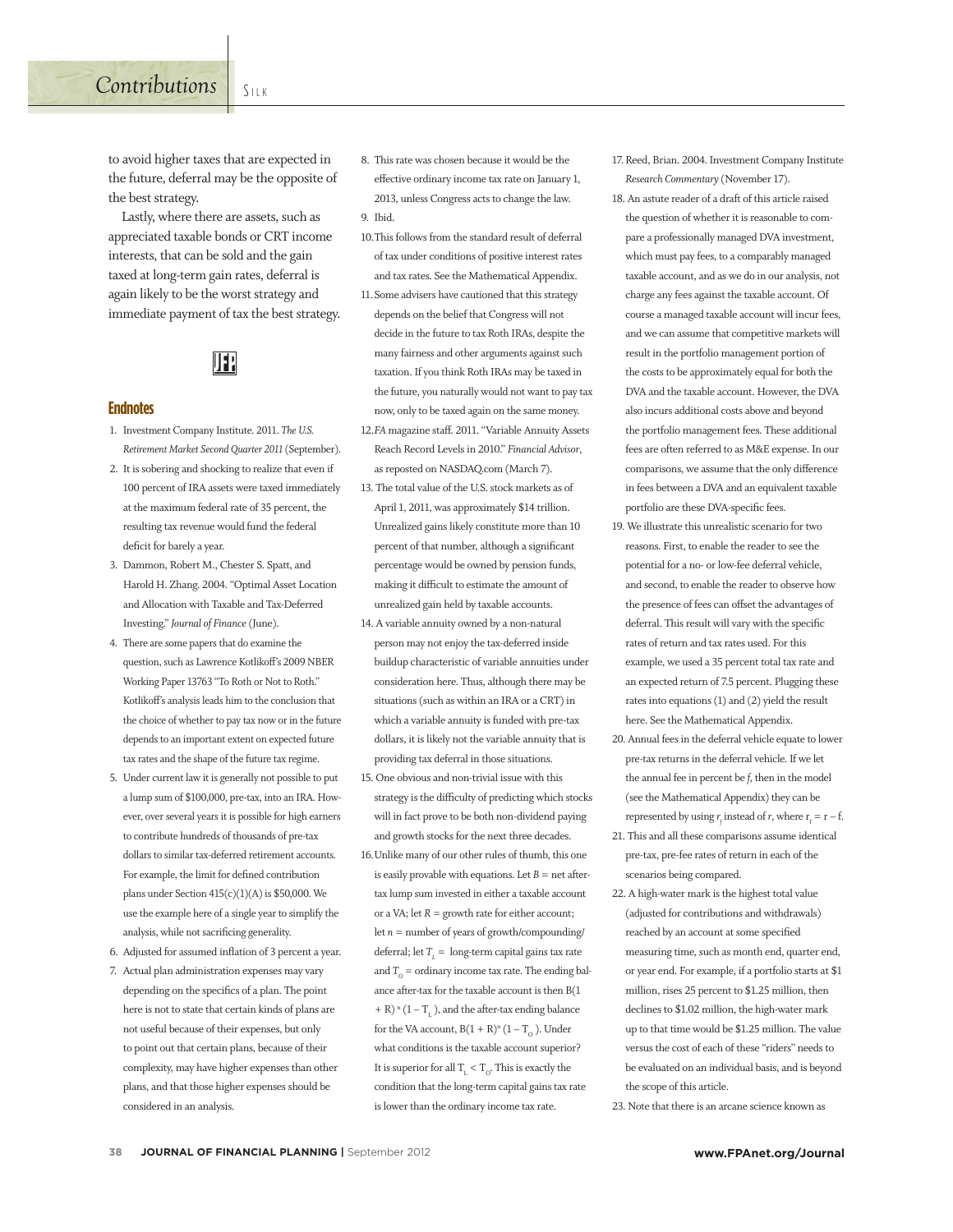to avoid higher taxes that are expected in the future, deferral may be the opposite of the best strategy.

Lastly, where there are assets, such as appreciated taxable bonds or CRT income interests, that can be sold and the gain taxed at long-term gain rates, deferral is again likely to be the worst strategy and immediate payment of tax the best strategy.

## Endnotes

1. Investment Company Institute. 2011. *The U.S. Retirement Market Second Quarter 2011* (September).
2. It is sobering and shocking to realize that even if 100 percent of IRA assets were taxed immediately at the maximum federal rate of 35 percent, the resulting tax revenue would fund the federal deficit for barely a year.
3. Dammon, Robert M., Chester S. Spatt, and Harold H. Zhang. 2004. "Optimal Asset Location and Allocation with Taxable and Tax-Deferred Investing." *Journal of Finance* (June).
4. There are some papers that do examine the question, such as Lawrence Kotlikoff's 2009 NBER Working Paper 13763 "To Roth or Not to Roth." Kotlikoff's analysis leads him to the conclusion that the choice of whether to pay tax now or in the future depends to an important extent on expected future tax rates and the shape of the future tax regime.
5. Under current law it is generally not possible to put a lump sum of $100,000, pre-tax, into an IRA. However, over several years it is possible for high earners to contribute hundreds of thousands of pre-tax dollars to similar tax-deferred retirement accounts. For example, the limit for defined contribution plans under Section 415(c)(1)(A) is $50,000. We use the example here of a single year to simplify the analysis, while not sacrificing generality.
6. Adjusted for assumed inflation of 3 percent a year.
7. Actual plan administration expenses may vary depending on the specifics of a plan. The point here is not to state that certain kinds of plans are not useful because of their expenses, but only to point out that certain plans, because of their complexity, may have higher expenses than other plans, and that those higher expenses should be considered in an analysis.
8. This rate was chosen because it would be the effective ordinary income tax rate on January 1, 2013, unless Congress acts to change the law.
9. Ibid.
10. This follows from the standard result of deferral of tax under conditions of positive interest rates and tax rates. See the Mathematical Appendix.
11. Some advisers have cautioned that this strategy depends on the belief that Congress will not decide in the future to tax Roth IRAs, despite the many fairness and other arguments against such taxation. If you think Roth IRAs may be taxed in the future, you naturally would not want to pay tax now, only to be taxed again on the same money.
12. *FA* magazine staff. 2011. "Variable Annuity Assets Reach Record Levels in 2010." *Financial Advisor*, as reposted on NASDAQ.com (March 7).
13. The total value of the U.S. stock markets as of April 1, 2011, was approximately $14 trillion. Unrealized gains likely constitute more than 10 percent of that number, although a significant percentage would be owned by pension funds, making it difficult to estimate the amount of unrealized gain held by taxable accounts.
14. A variable annuity owned by a non-natural person may not enjoy the tax-deferred inside buildup characteristic of variable annuities under consideration here. Thus, although there may be situations (such as within an IRA or a CRT) in which a variable annuity is funded with pre-tax dollars, it is likely not the variable annuity that is providing tax deferral in those situations.
15. One obvious and non-trivial issue with this strategy is the difficulty of predicting which stocks will in fact prove to be both non-dividend paying and growth stocks for the next three decades.
16. Unlike many of our other rules of thumb, this one is easily provable with equations. Let $B$ = net after-tax lump sum invested in either a taxable account or a VA; let $R$ = growth rate for either account; let $n$ = number of years of growth/compounding/deferral; let $T_L$ = long-term capital gains tax rate and $T_O$ = ordinary income tax rate. The ending balance after-tax for the taxable account is then $B(1 + R)^n(1 - T_L)$, and the after-tax ending balance for the VA account, $B(1 + R)^n(1 - T_O)$. Under what conditions is the taxable account superior? It is superior for all $T_L < T_O$. This is exactly the condition that the long-term capital gains tax rate is lower than the ordinary income tax rate.
17. Reed, Brian. 2004. Investment Company Institute *Research Commentary* (November 17).
18. An astute reader of a draft of this article raised the question of whether it is reasonable to compare a professionally managed DVA investment, which must pay fees, to a comparably managed taxable account, and as we do in our analysis, not charge any fees against the taxable account. Of course a managed taxable account will incur fees, and we can assume that competitive markets will result in the portfolio management portion of the costs to be approximately equal for both the DVA and the taxable account. However, the DVA also incurs additional costs above and beyond the portfolio management fees. These additional fees are often referred to as M&E expense. In our comparisons, we assume that the only difference in fees between a DVA and an equivalent taxable portfolio are these DVA-specific fees.
19. We illustrate this unrealistic scenario for two reasons. First, to enable the reader to see the potential for a no- or low-fee deferral vehicle, and second, to enable the reader to observe how the presence of fees can offset the advantages of deferral. This result will vary with the specific rates of return and tax rates used. For this example, we used a 35 percent total tax rate and an expected return of 7.5 percent. Plugging these rates into equations (1) and (2) yield the result here. See the Mathematical Appendix.
20. Annual fees in the deferral vehicle equate to lower pre-tax returns in the deferral vehicle. If we let the annual fee in percent be $f$, then in the model (see the Mathematical Appendix) they can be represented by using $r_f$ instead of $r$, where $r_f = r - f$.
21. This and all these comparisons assume identical pre-tax, pre-fee rates of return in each of the scenarios being compared.
22. A high-water mark is the highest total value (adjusted for contributions and withdrawals) reached by an account at some specified measuring time, such as month end, quarter end, or year end. For example, if a portfolio starts at $1 million, rises 25 percent to $1.25 million, then declines to $1.02 million, the high-water mark up to that time would be $1.25 million. The value versus the cost of each of these "riders" needs to be evaluated on an individual basis, and is beyond the scope of this article.
23. Note that there is an arcane science known as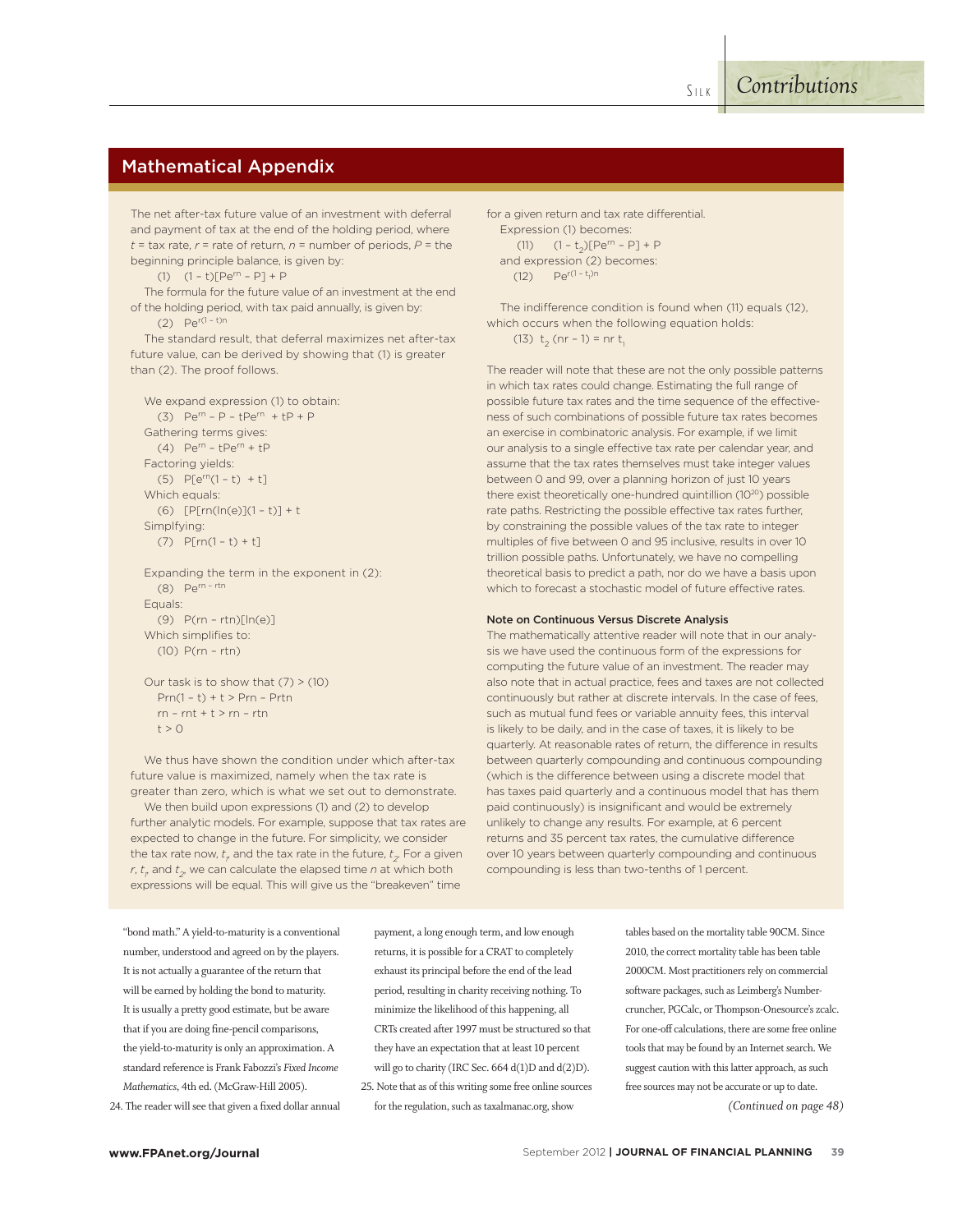## Mathematical Appendix

The net after-tax future value of an investment with deferral and payment of tax at the end of the holding period, where $t$ = tax rate, $r$ = rate of return, $n$ = number of periods, $P$ = the beginning principle balance, is given by:

(1) $(1 - t)[Pe^{rn} - P] + P$

The formula for the future value of an investment at the end of the holding period, with tax paid annually, is given by:

(2) $Pe^{r(1-t)n}$

The standard result, that deferral maximizes net after-tax future value, can be derived by showing that (1) is greater than (2). The proof follows.

We expand expression (1) to obtain:

(3) $Pe^{rn} - P - tPe^{rn} + tP + P$

Gathering terms gives:

(4) $Pe^{rn} - tPe^{rn} + tP$

Factoring yields:

(5) $P[e^{rn}(1 - t) + t]$

Which equals:

(6) $[P[rn(\ln(e)](1 - t)] + t$

Simplfying:

(7) $P[rn(1 - t) + t]$

Expanding the term in the exponent in (2):

(8) $Pe^{rn - rtn}$

Equals:

(9) $P(rn - rtn)[\ln(e)]$

Which simplifies to:

(10) $P(rn - rtn)$

Our task is to show that (7) > (10)

$Prn(1 - t) + t > Prn - Prtn$

$rn - rnt + t > rn - rtn$

$t > 0$

We thus have shown the condition under which after-tax future value is maximized, namely when the tax rate is greater than zero, which is what we set out to demonstrate.

We then build upon expressions (1) and (2) to develop further analytic models. For example, suppose that tax rates are expected to change in the future. For simplicity, we consider the tax rate now, $t_1$, and the tax rate in the future, $t_2$. For a given $r$, $t_1$, and $t_2$, we can calculate the elapsed time $n$ at which both expressions will be equal. This will give us the "breakeven" time for a given return and tax rate differential.

Expression (1) becomes:

(11) $(1 - t_2)[Pe^{rn} - P] + P$

and expression (2) becomes:

(12) $Pe^{r(1 - t_1)n}$

The indifference condition is found when (11) equals (12), which occurs when the following equation holds:

(13) $t_2 (nr - 1) = nr\, t_1$

The reader will note that these are not the only possible patterns in which tax rates could change. Estimating the full range of possible future tax rates and the time sequence of the effectiveness of such combinations of possible future tax rates becomes an exercise in combinatoric analysis. For example, if we limit our analysis to a single effective tax rate per calendar year, and assume that the tax rates themselves must take integer values between 0 and 99, over a planning horizon of just 10 years there exist theoretically one-hundred quintillion ($10^{20}$) possible rate paths. Restricting the possible effective tax rates further, by constraining the possible values of the tax rate to integer multiples of five between 0 and 95 inclusive, results in over 10 trillion possible paths. Unfortunately, we have no compelling theoretical basis to predict a path, nor do we have a basis upon which to forecast a stochastic model of future effective rates.

### Note on Continuous Versus Discrete Analysis

The mathematically attentive reader will note that in our analysis we have used the continuous form of the expressions for computing the future value of an investment. The reader may also note that in actual practice, fees and taxes are not collected continuously but rather at discrete intervals. In the case of fees, such as mutual fund fees or variable annuity fees, this interval is likely to be daily, and in the case of taxes, it is likely to be quarterly. At reasonable rates of return, the difference in results between quarterly compounding and continuous compounding (which is the difference between using a discrete model that has taxes paid quarterly and a continuous model that has them paid continuously) is insignificant and would be extremely unlikely to change any results. For example, at 6 percent returns and 35 percent tax rates, the cumulative difference over 10 years between quarterly compounding and continuous compounding is less than two-tenths of 1 percent.

---

"bond math." A yield-to-maturity is a conventional number, understood and agreed on by the players. It is not actually a guarantee of the return that will be earned by holding the bond to maturity. It is usually a pretty good estimate, but be aware that if you are doing fine-pencil comparisons, the yield-to-maturity is only an approximation. A standard reference is Frank Fabozzi's *Fixed Income Mathematics*, 4th ed. (McGraw-Hill 2005).

24. The reader will see that given a fixed dollar annual payment, a long enough term, and low enough returns, it is possible for a CRAT to completely exhaust its principal before the end of the lead period, resulting in charity receiving nothing. To minimize the likelihood of this happening, all CRTs created after 1997 must be structured so that they have an expectation that at least 10 percent will go to charity (IRC Sec. 664 d(1)D and d(2)D).

25. Note that as of this writing some free online sources for the regulation, such as taxalmanac.org, show tables based on the mortality table 90CM. Since 2010, the correct mortality table has been table 2000CM. Most practitioners rely on commercial software packages, such as Leimberg's Number-cruncher, PGCalc, or Thompson-Onesource's zcalc. For one-off calculations, there are some free online tools that may be found by an Internet search. We suggest caution with this latter approach, as such free sources may not be accurate or up to date.

*(Continued on page 48)*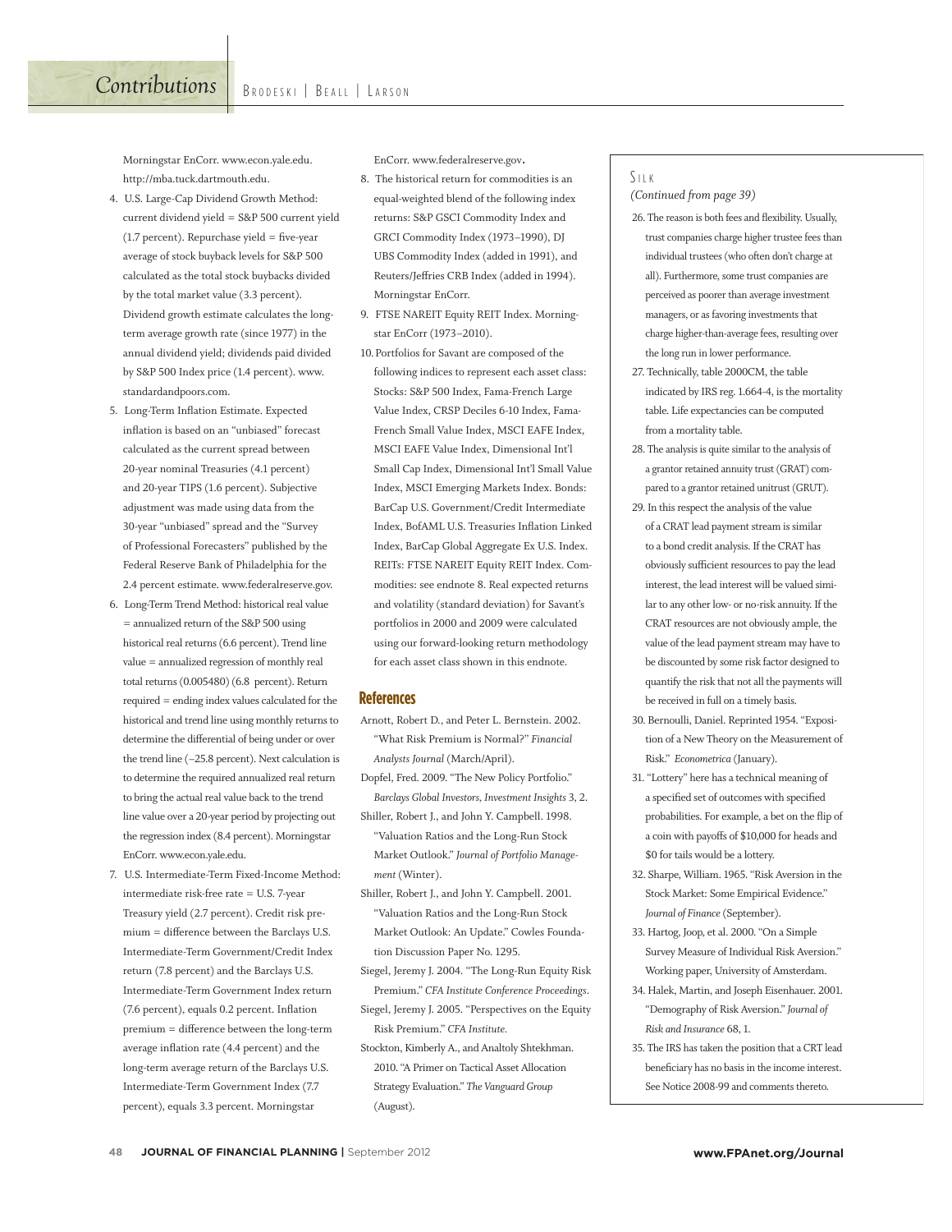Morningstar EnCorr. www.econ.yale.edu. http://mba.tuck.dartmouth.edu.

4. U.S. Large-Cap Dividend Growth Method: current dividend yield = S&P 500 current yield (1.7 percent). Repurchase yield = five-year average of stock buyback levels for S&P 500 calculated as the total stock buybacks divided by the total market value (3.3 percent). Dividend growth estimate calculates the long-term average growth rate (since 1977) in the annual dividend yield; dividends paid divided by S&P 500 Index price (1.4 percent). www.standardandpoors.com.
5. Long-Term Inflation Estimate. Expected inflation is based on an "unbiased" forecast calculated as the current spread between 20-year nominal Treasuries (4.1 percent) and 20-year TIPS (1.6 percent). Subjective adjustment was made using data from the 30-year "unbiased" spread and the "Survey of Professional Forecasters" published by the Federal Reserve Bank of Philadelphia for the 2.4 percent estimate. www.federalreserve.gov.
6. Long-Term Trend Method: historical real value = annualized return of the S&P 500 using historical real returns (6.6 percent). Trend line value = annualized regression of monthly real total returns (0.005480) (6.8 percent). Return required = ending index values calculated for the historical and trend line using monthly returns to determine the differential of being under or over the trend line (–25.8 percent). Next calculation is to determine the required annualized real return to bring the actual real value back to the trend line value over a 20-year period by projecting out the regression index (8.4 percent). Morningstar EnCorr. www.econ.yale.edu.
7. U.S. Intermediate-Term Fixed-Income Method: intermediate risk-free rate = U.S. 7-year Treasury yield (2.7 percent). Credit risk premium = difference between the Barclays U.S. Intermediate-Term Government/Credit Index return (7.8 percent) and the Barclays U.S. Intermediate-Term Government Index return (7.6 percent), equals 0.2 percent. Inflation premium = difference between the long-term average inflation rate (4.4 percent) and the long-term average return of the Barclays U.S. Intermediate-Term Government Index (7.7 percent), equals 3.3 percent. Morningstar EnCorr. www.federalreserve.gov.
8. The historical return for commodities is an equal-weighted blend of the following index returns: S&P GSCI Commodity Index and GRCI Commodity Index (1973–1990), DJ UBS Commodity Index (added in 1991), and Reuters/Jeffries CRB Index (added in 1994). Morningstar EnCorr.
9. FTSE NAREIT Equity REIT Index. Morningstar EnCorr (1973–2010).
10. Portfolios for Savant are composed of the following indices to represent each asset class: Stocks: S&P 500 Index, Fama-French Large Value Index, CRSP Deciles 6-10 Index, Fama-French Small Value Index, MSCI EAFE Index, MSCI EAFE Value Index, Dimensional Int'l Small Cap Index, Dimensional Int'l Small Value Index, MSCI Emerging Markets Index. Bonds: BarCap U.S. Government/Credit Intermediate Index, BofAML U.S. Treasuries Inflation Linked Index, BarCap Global Aggregate Ex U.S. Index. REITs: FTSE NAREIT Equity REIT Index. Commodities: see endnote 8. Real expected returns and volatility (standard deviation) for Savant's portfolios in 2000 and 2009 were calculated using our forward-looking return methodology for each asset class shown in this endnote.

## References

Arnott, Robert D., and Peter L. Bernstein. 2002. "What Risk Premium is Normal?" *Financial Analysts Journal* (March/April).

Dopfel, Fred. 2009. "The New Policy Portfolio." *Barclays Global Investors, Investment Insights* 3, 2.

Shiller, Robert J., and John Y. Campbell. 1998. "Valuation Ratios and the Long-Run Stock Market Outlook." *Journal of Portfolio Management* (Winter).

Shiller, Robert J., and John Y. Campbell. 2001. "Valuation Ratios and the Long-Run Stock Market Outlook: An Update." Cowles Foundation Discussion Paper No. 1295.

Siegel, Jeremy J. 2004. "The Long-Run Equity Risk Premium." *CFA Institute Conference Proceedings*.

Siegel, Jeremy J. 2005. "Perspectives on the Equity Risk Premium." *CFA Institute.*

Stockton, Kimberly A., and Analtoly Shtekhman. 2010. "A Primer on Tactical Asset Allocation Strategy Evaluation." *The Vanguard Group* (August).

---

SILK

*(Continued from page 39)*

26. The reason is both fees and flexibility. Usually, trust companies charge higher trustee fees than individual trustees (who often don't charge at all). Furthermore, some trust companies are perceived as poorer than average investment managers, or as favoring investments that charge higher-than-average fees, resulting over the long run in lower performance.
27. Technically, table 2000CM, the table indicated by IRS reg. 1.664-4, is the mortality table. Life expectancies can be computed from a mortality table.
28. The analysis is quite similar to the analysis of a grantor retained annuity trust (GRAT) compared to a grantor retained unitrust (GRUT).
29. In this respect the analysis of the value of a CRAT lead payment stream is similar to a bond credit analysis. If the CRAT has obviously sufficient resources to pay the lead interest, the lead interest will be valued similar to any other low- or no-risk annuity. If the CRAT resources are not obviously ample, the value of the lead payment stream may have to be discounted by some risk factor designed to quantify the risk that not all the payments will be received in full on a timely basis.
30. Bernoulli, Daniel. Reprinted 1954. "Exposition of a New Theory on the Measurement of Risk." *Econometrica* (January).
31. "Lottery" here has a technical meaning of a specified set of outcomes with specified probabilities. For example, a bet on the flip of a coin with payoffs of $10,000 for heads and $0 for tails would be a lottery.
32. Sharpe, William. 1965. "Risk Aversion in the Stock Market: Some Empirical Evidence." *Journal of Finance* (September).
33. Hartog, Joop, et al. 2000. "On a Simple Survey Measure of Individual Risk Aversion." Working paper, University of Amsterdam.
34. Halek, Martin, and Joseph Eisenhauer. 2001. "Demography of Risk Aversion." *Journal of Risk and Insurance* 68, 1.
35. The IRS has taken the position that a CRT lead beneficiary has no basis in the income interest. See Notice 2008-99 and comments thereto.